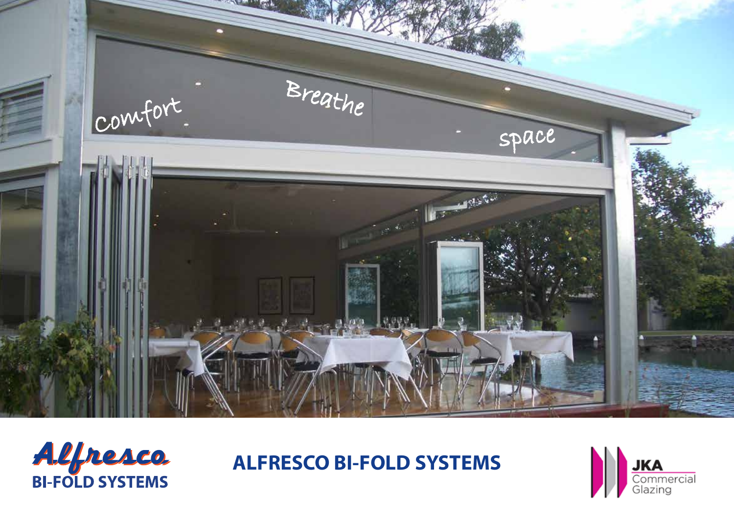Comfort Breathe space

Alfresco
BI-FOLD SYSTEMS

# ALFRESCO BI-FOLD SYSTEMS

JKA Commercial Glazing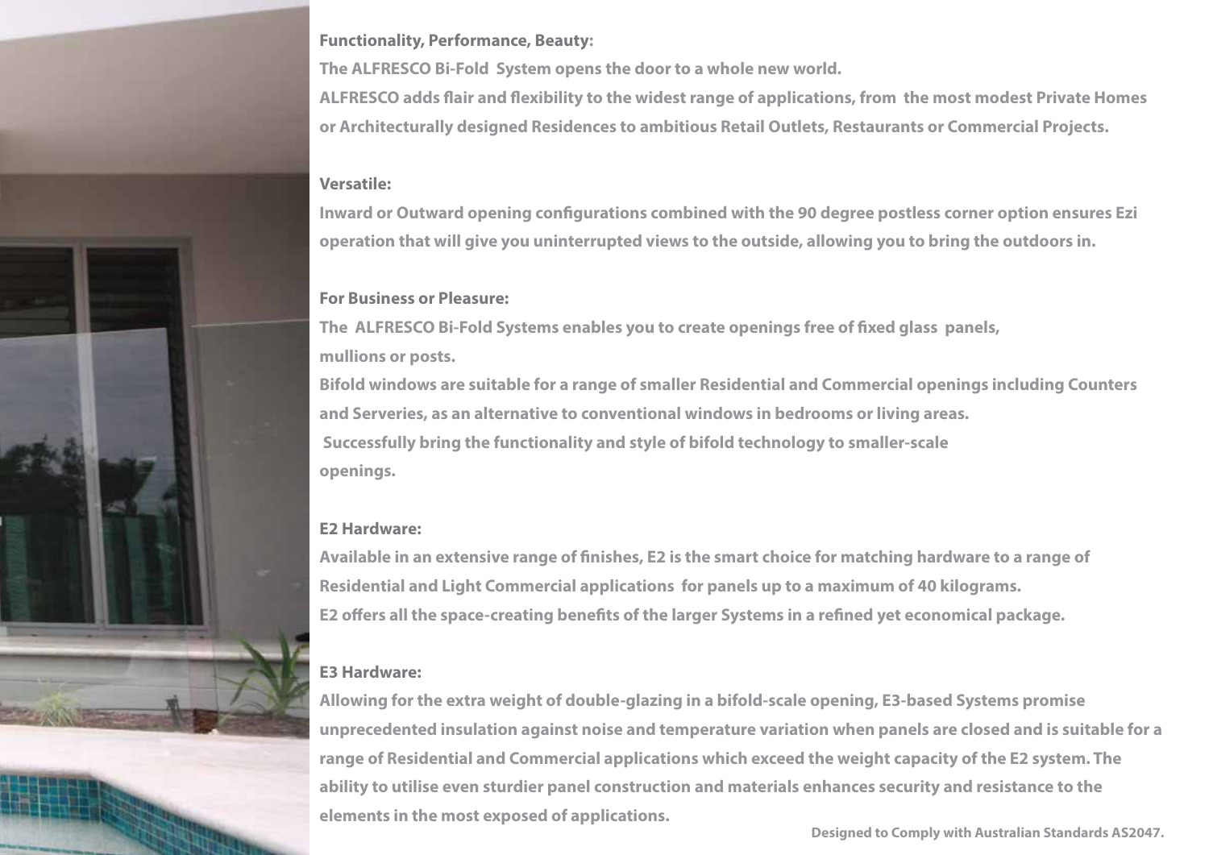**Functionality, Performance, Beauty:**

The ALFRESCO Bi-Fold System opens the door to a whole new world.

ALFRESCO adds flair and flexibility to the widest range of applications, from the most modest Private Homes or Architecturally designed Residences to ambitious Retail Outlets, Restaurants or Commercial Projects.

**Versatile:**

Inward or Outward opening configurations combined with the 90 degree postless corner option ensures Ezi operation that will give you uninterrupted views to the outside, allowing you to bring the outdoors in.

**For Business or Pleasure:**

The ALFRESCO Bi-Fold Systems enables you to create openings free of fixed glass panels, mullions or posts.

Bifold windows are suitable for a range of smaller Residential and Commercial openings including Counters and Serveries, as an alternative to conventional windows in bedrooms or living areas.

Successfully bring the functionality and style of bifold technology to smaller-scale openings.

**E2 Hardware:**

Available in an extensive range of finishes, E2 is the smart choice for matching hardware to a range of Residential and Light Commercial applications for panels up to a maximum of 40 kilograms.

E2 offers all the space-creating benefits of the larger Systems in a refined yet economical package.

**E3 Hardware:**

Allowing for the extra weight of double-glazing in a bifold-scale opening, E3-based Systems promise unprecedented insulation against noise and temperature variation when panels are closed and is suitable for a range of Residential and Commercial applications which exceed the weight capacity of the E2 system. The ability to utilise even sturdier panel construction and materials enhances security and resistance to the elements in the most exposed of applications.

Designed to Comply with Australian Standards AS2047.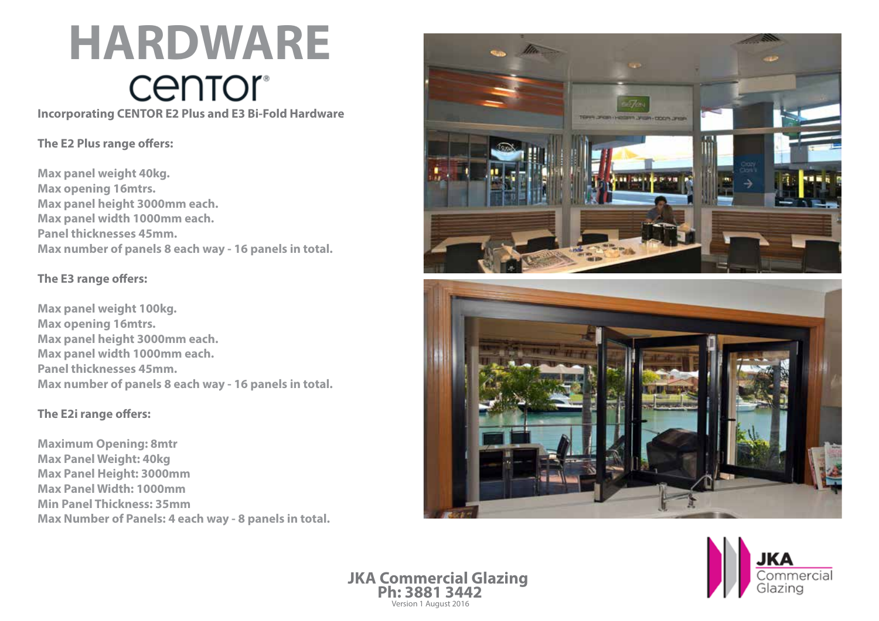# HARDWARE

## centor®

**Incorporating CENTOR E2 Plus and E3 Bi-Fold Hardware**

**The E2 Plus range offers:**

**Max panel weight 40kg.**
**Max opening 16mtrs.**
**Max panel height 3000mm each.**
**Max panel width 1000mm each.**
**Panel thicknesses 45mm.**
**Max number of panels 8 each way - 16 panels in total.**

**The E3 range offers:**

**Max panel weight 100kg.**
**Max opening 16mtrs.**
**Max panel height 3000mm each.**
**Max panel width 1000mm each.**
**Panel thicknesses 45mm.**
**Max number of panels 8 each way - 16 panels in total.**

**The E2i range offers:**

**Maximum Opening: 8mtr**
**Max Panel Weight: 40kg**
**Max Panel Height: 3000mm**
**Max Panel Width: 1000mm**
**Min Panel Thickness: 35mm**
**Max Number of Panels: 4 each way - 8 panels in total.**

**JKA Commercial Glazing**
**Ph: 3881 3442**
Version 1 August 2016

JKA Commercial Glazing